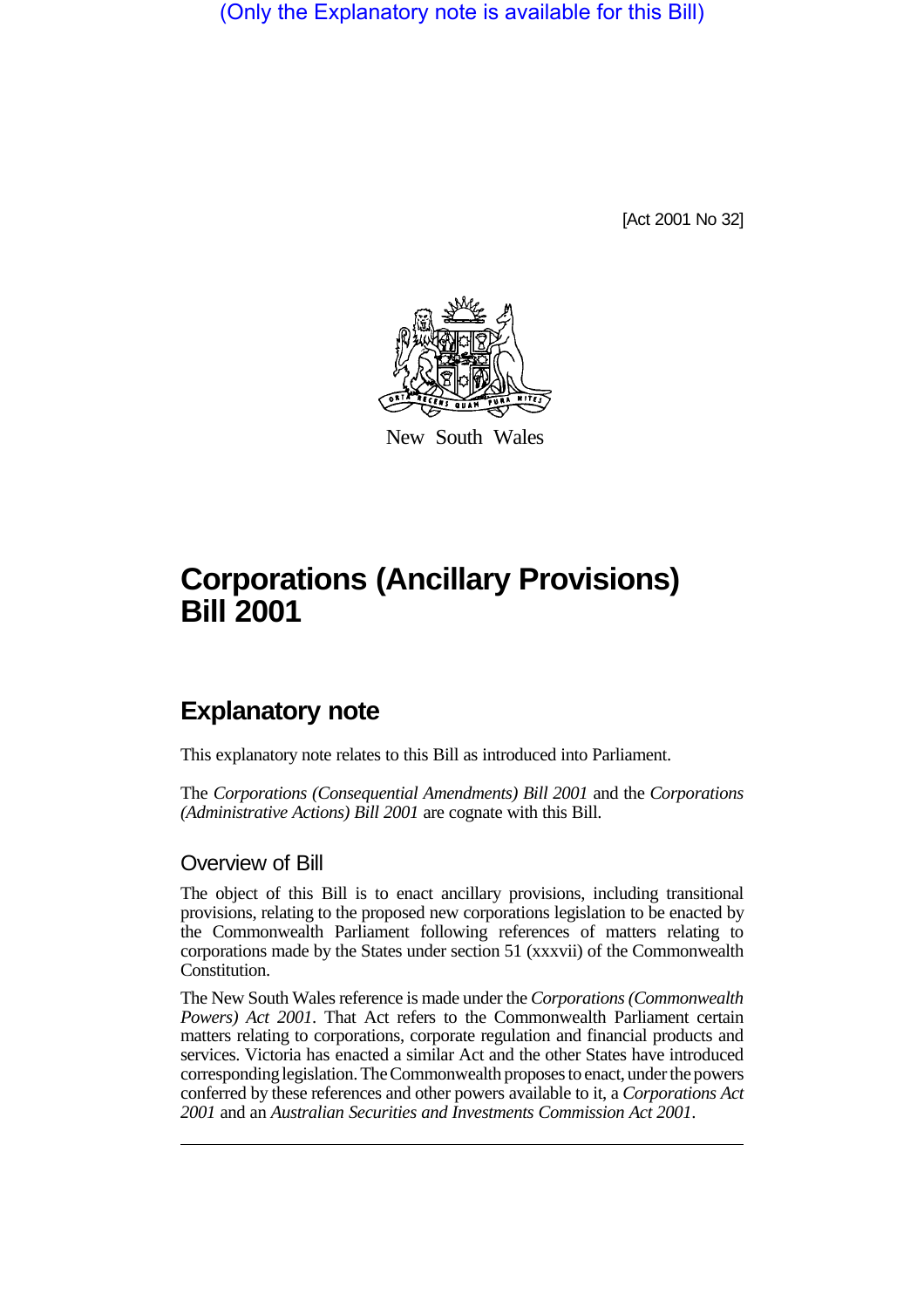(Only the Explanatory note is available for this Bill)

[Act 2001 No 32]

New South Wales

# Corporations (Ancillary Provisions) Bill 2001

## Explanatory note

This explanatory note relates to this Bill as introduced into Parliament.

The *Corporations (Consequential Amendments) Bill 2001* and the *Corporations (Administrative Actions) Bill 2001* are cognate with this Bill.

### Overview of Bill

The object of this Bill is to enact ancillary provisions, including transitional provisions, relating to the proposed new corporations legislation to be enacted by the Commonwealth Parliament following references of matters relating to corporations made by the States under section 51 (xxxvii) of the Commonwealth Constitution.

The New South Wales reference is made under the *Corporations (Commonwealth Powers) Act 2001*. That Act refers to the Commonwealth Parliament certain matters relating to corporations, corporate regulation and financial products and services. Victoria has enacted a similar Act and the other States have introduced corresponding legislation. The Commonwealth proposes to enact, under the powers conferred by these references and other powers available to it, a *Corporations Act 2001* and an *Australian Securities and Investments Commission Act 2001*.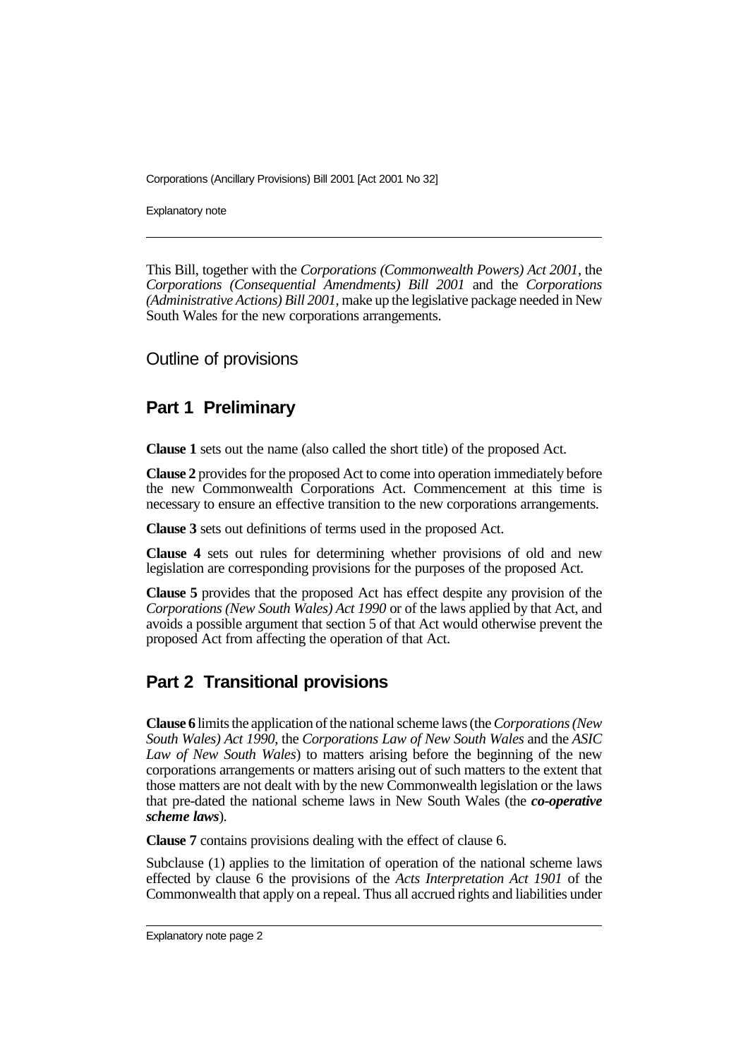This Bill, together with the *Corporations (Commonwealth Powers) Act 2001*, the *Corporations (Consequential Amendments) Bill 2001* and the *Corporations (Administrative Actions) Bill 2001*, make up the legislative package needed in New South Wales for the new corporations arrangements.

## Outline of provisions

## Part 1 Preliminary

**Clause 1** sets out the name (also called the short title) of the proposed Act.

**Clause 2** provides for the proposed Act to come into operation immediately before the new Commonwealth Corporations Act. Commencement at this time is necessary to ensure an effective transition to the new corporations arrangements.

**Clause 3** sets out definitions of terms used in the proposed Act.

**Clause 4** sets out rules for determining whether provisions of old and new legislation are corresponding provisions for the purposes of the proposed Act.

**Clause 5** provides that the proposed Act has effect despite any provision of the *Corporations (New South Wales) Act 1990* or of the laws applied by that Act, and avoids a possible argument that section 5 of that Act would otherwise prevent the proposed Act from affecting the operation of that Act.

## Part 2 Transitional provisions

**Clause 6** limits the application of the national scheme laws (the *Corporations (New South Wales) Act 1990*, the *Corporations Law of New South Wales* and the *ASIC Law of New South Wales*) to matters arising before the beginning of the new corporations arrangements or matters arising out of such matters to the extent that those matters are not dealt with by the new Commonwealth legislation or the laws that pre-dated the national scheme laws in New South Wales (the ***co-operative scheme laws***).

**Clause 7** contains provisions dealing with the effect of clause 6.

Subclause (1) applies to the limitation of operation of the national scheme laws effected by clause 6 the provisions of the *Acts Interpretation Act 1901* of the Commonwealth that apply on a repeal. Thus all accrued rights and liabilities under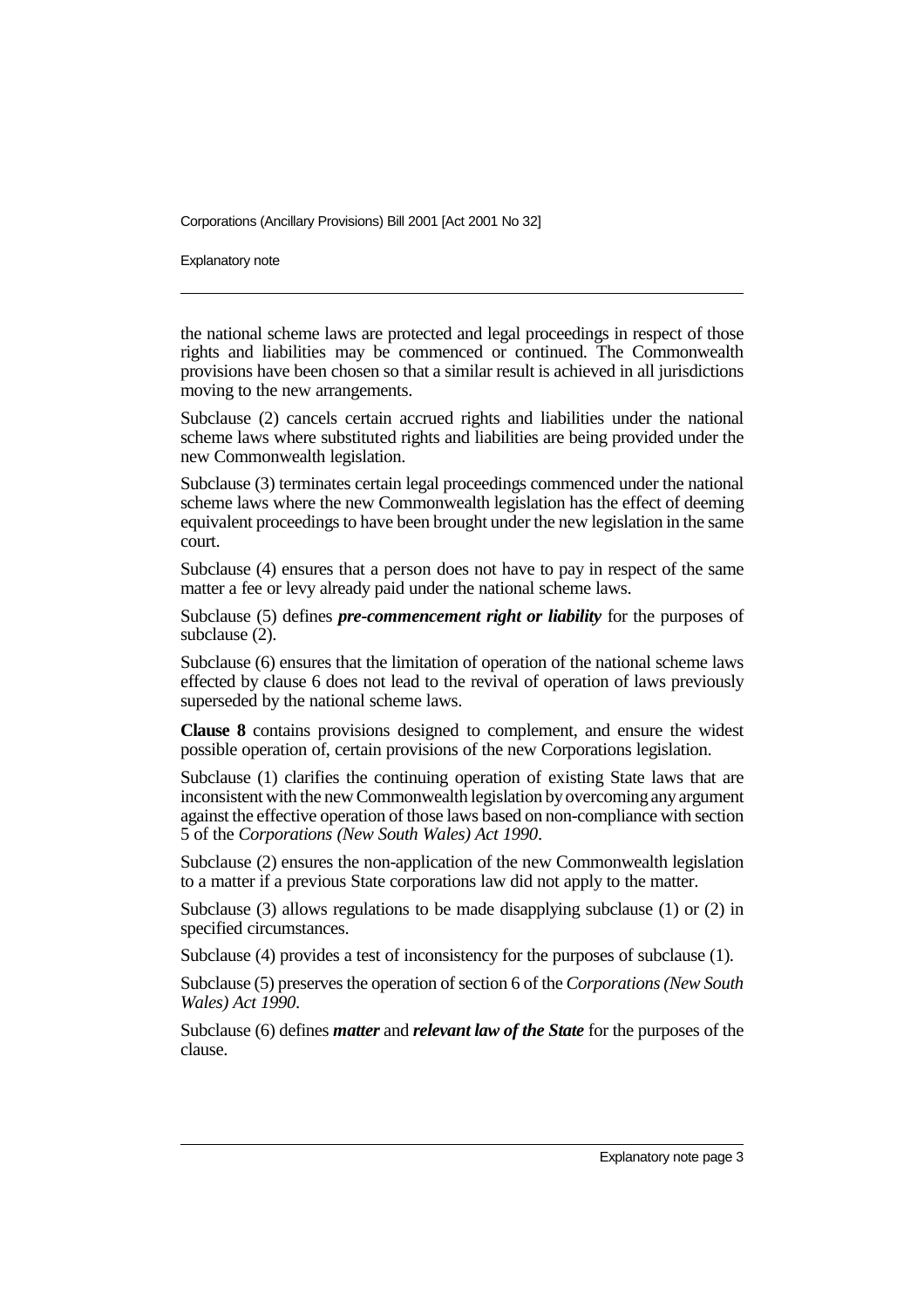the national scheme laws are protected and legal proceedings in respect of those rights and liabilities may be commenced or continued. The Commonwealth provisions have been chosen so that a similar result is achieved in all jurisdictions moving to the new arrangements.

Subclause (2) cancels certain accrued rights and liabilities under the national scheme laws where substituted rights and liabilities are being provided under the new Commonwealth legislation.

Subclause (3) terminates certain legal proceedings commenced under the national scheme laws where the new Commonwealth legislation has the effect of deeming equivalent proceedings to have been brought under the new legislation in the same court.

Subclause (4) ensures that a person does not have to pay in respect of the same matter a fee or levy already paid under the national scheme laws.

Subclause (5) defines ***pre-commencement right or liability*** for the purposes of subclause (2).

Subclause (6) ensures that the limitation of operation of the national scheme laws effected by clause 6 does not lead to the revival of operation of laws previously superseded by the national scheme laws.

**Clause 8** contains provisions designed to complement, and ensure the widest possible operation of, certain provisions of the new Corporations legislation.

Subclause (1) clarifies the continuing operation of existing State laws that are inconsistent with the new Commonwealth legislation by overcoming any argument against the effective operation of those laws based on non-compliance with section 5 of the *Corporations (New South Wales) Act 1990*.

Subclause (2) ensures the non-application of the new Commonwealth legislation to a matter if a previous State corporations law did not apply to the matter.

Subclause (3) allows regulations to be made disapplying subclause (1) or (2) in specified circumstances.

Subclause (4) provides a test of inconsistency for the purposes of subclause (1).

Subclause (5) preserves the operation of section 6 of the *Corporations (New South Wales) Act 1990*.

Subclause (6) defines ***matter*** and ***relevant law of the State*** for the purposes of the clause.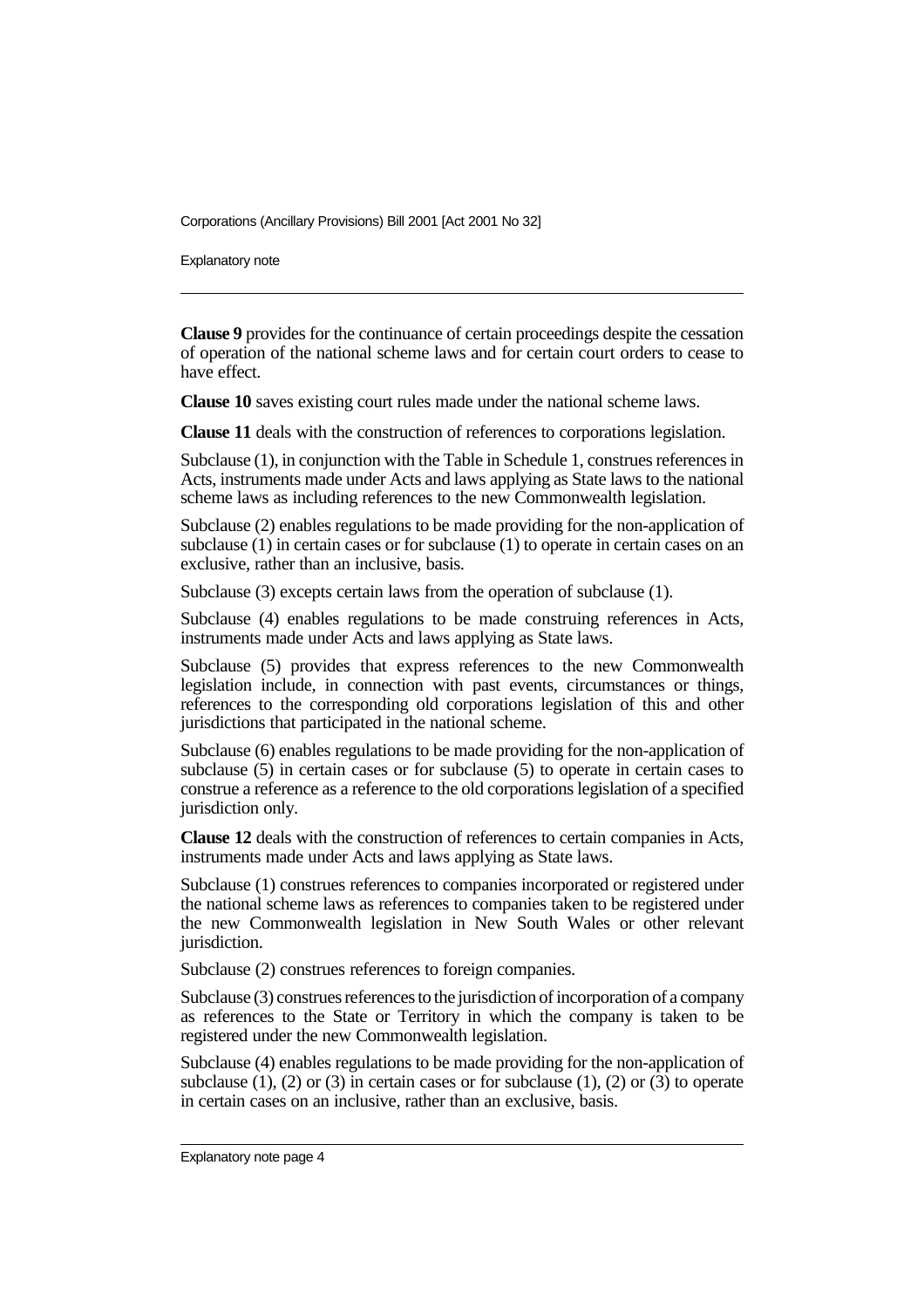**Clause 9** provides for the continuance of certain proceedings despite the cessation of operation of the national scheme laws and for certain court orders to cease to have effect.

**Clause 10** saves existing court rules made under the national scheme laws.

**Clause 11** deals with the construction of references to corporations legislation.

Subclause (1), in conjunction with the Table in Schedule 1, construes references in Acts, instruments made under Acts and laws applying as State laws to the national scheme laws as including references to the new Commonwealth legislation.

Subclause (2) enables regulations to be made providing for the non-application of subclause (1) in certain cases or for subclause (1) to operate in certain cases on an exclusive, rather than an inclusive, basis.

Subclause (3) excepts certain laws from the operation of subclause (1).

Subclause (4) enables regulations to be made construing references in Acts, instruments made under Acts and laws applying as State laws.

Subclause (5) provides that express references to the new Commonwealth legislation include, in connection with past events, circumstances or things, references to the corresponding old corporations legislation of this and other jurisdictions that participated in the national scheme.

Subclause (6) enables regulations to be made providing for the non-application of subclause (5) in certain cases or for subclause (5) to operate in certain cases to construe a reference as a reference to the old corporations legislation of a specified jurisdiction only.

**Clause 12** deals with the construction of references to certain companies in Acts, instruments made under Acts and laws applying as State laws.

Subclause (1) construes references to companies incorporated or registered under the national scheme laws as references to companies taken to be registered under the new Commonwealth legislation in New South Wales or other relevant jurisdiction.

Subclause (2) construes references to foreign companies.

Subclause (3) construes references to the jurisdiction of incorporation of a company as references to the State or Territory in which the company is taken to be registered under the new Commonwealth legislation.

Subclause (4) enables regulations to be made providing for the non-application of subclause (1), (2) or (3) in certain cases or for subclause (1), (2) or (3) to operate in certain cases on an inclusive, rather than an exclusive, basis.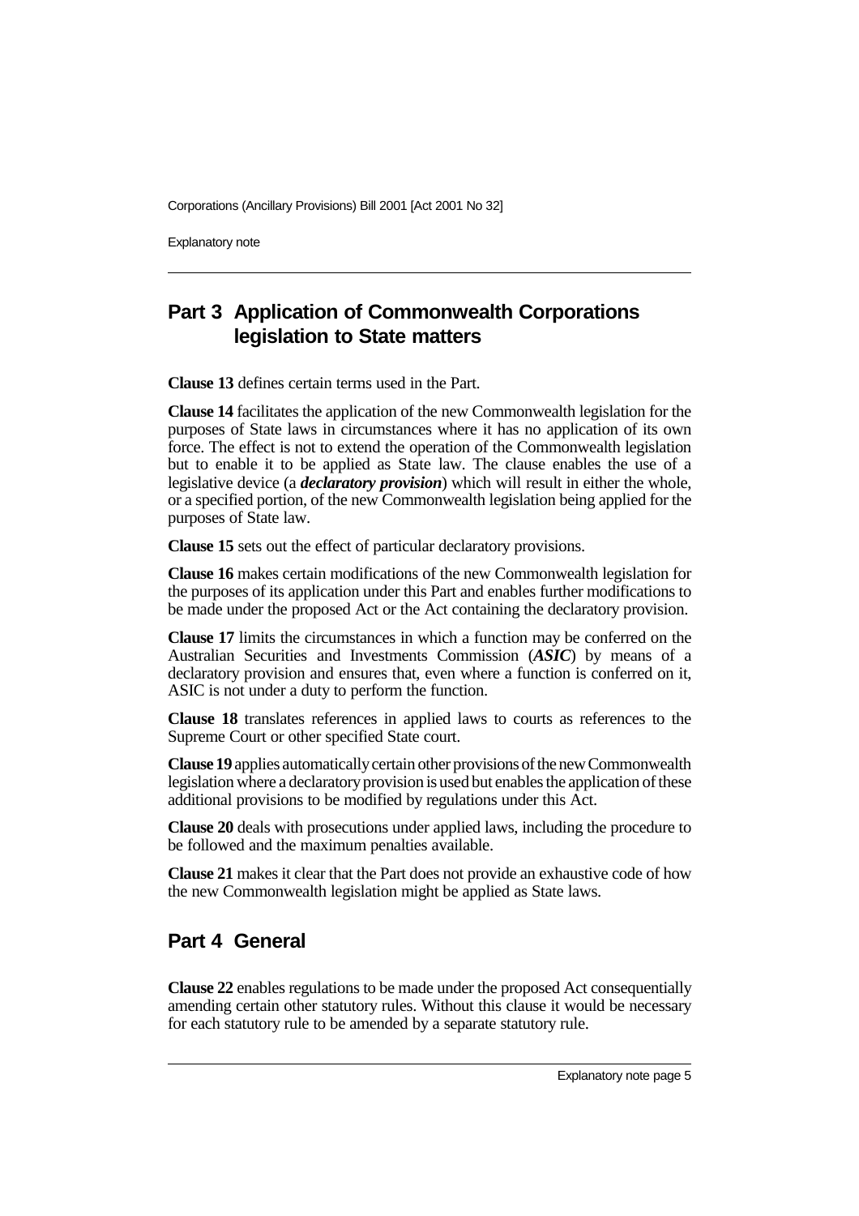## Part 3 Application of Commonwealth Corporations legislation to State matters

**Clause 13** defines certain terms used in the Part.

**Clause 14** facilitates the application of the new Commonwealth legislation for the purposes of State laws in circumstances where it has no application of its own force. The effect is not to extend the operation of the Commonwealth legislation but to enable it to be applied as State law. The clause enables the use of a legislative device (a ***declaratory provision***) which will result in either the whole, or a specified portion, of the new Commonwealth legislation being applied for the purposes of State law.

**Clause 15** sets out the effect of particular declaratory provisions.

**Clause 16** makes certain modifications of the new Commonwealth legislation for the purposes of its application under this Part and enables further modifications to be made under the proposed Act or the Act containing the declaratory provision.

**Clause 17** limits the circumstances in which a function may be conferred on the Australian Securities and Investments Commission (***ASIC***) by means of a declaratory provision and ensures that, even where a function is conferred on it, ASIC is not under a duty to perform the function.

**Clause 18** translates references in applied laws to courts as references to the Supreme Court or other specified State court.

**Clause 19** applies automatically certain other provisions of the new Commonwealth legislation where a declaratory provision is used but enables the application of these additional provisions to be modified by regulations under this Act.

**Clause 20** deals with prosecutions under applied laws, including the procedure to be followed and the maximum penalties available.

**Clause 21** makes it clear that the Part does not provide an exhaustive code of how the new Commonwealth legislation might be applied as State laws.

## Part 4 General

**Clause 22** enables regulations to be made under the proposed Act consequentially amending certain other statutory rules. Without this clause it would be necessary for each statutory rule to be amended by a separate statutory rule.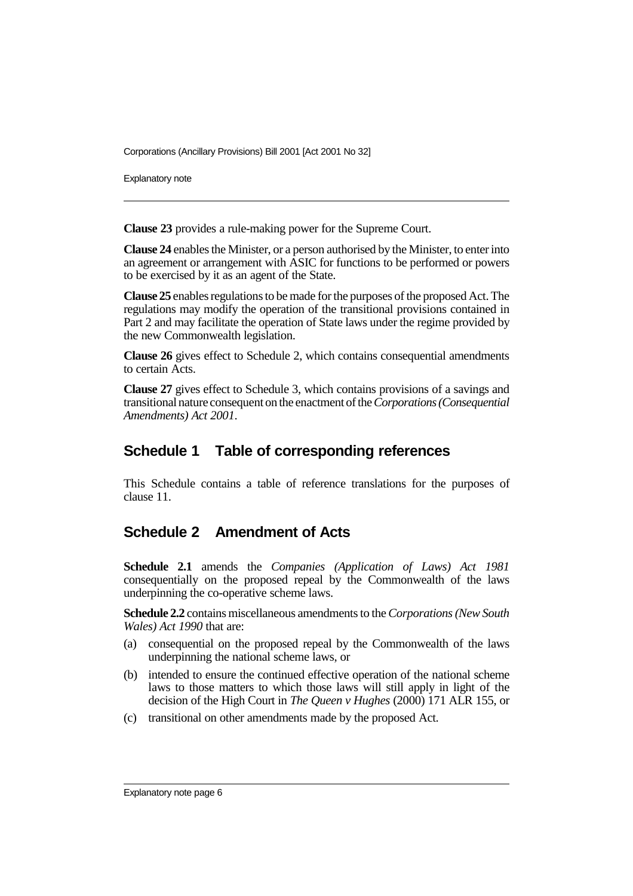**Clause 23** provides a rule-making power for the Supreme Court.

**Clause 24** enables the Minister, or a person authorised by the Minister, to enter into an agreement or arrangement with ASIC for functions to be performed or powers to be exercised by it as an agent of the State.

**Clause 25** enables regulations to be made for the purposes of the proposed Act. The regulations may modify the operation of the transitional provisions contained in Part 2 and may facilitate the operation of State laws under the regime provided by the new Commonwealth legislation.

**Clause 26** gives effect to Schedule 2, which contains consequential amendments to certain Acts.

**Clause 27** gives effect to Schedule 3, which contains provisions of a savings and transitional nature consequent on the enactment of the *Corporations (Consequential Amendments) Act 2001*.

## Schedule 1 Table of corresponding references

This Schedule contains a table of reference translations for the purposes of clause 11.

## Schedule 2 Amendment of Acts

**Schedule 2.1** amends the *Companies (Application of Laws) Act 1981* consequentially on the proposed repeal by the Commonwealth of the laws underpinning the co-operative scheme laws.

**Schedule 2.2** contains miscellaneous amendments to the *Corporations (New South Wales) Act 1990* that are:

(a) consequential on the proposed repeal by the Commonwealth of the laws underpinning the national scheme laws, or

(b) intended to ensure the continued effective operation of the national scheme laws to those matters to which those laws will still apply in light of the decision of the High Court in *The Queen v Hughes* (2000) 171 ALR 155, or

(c) transitional on other amendments made by the proposed Act.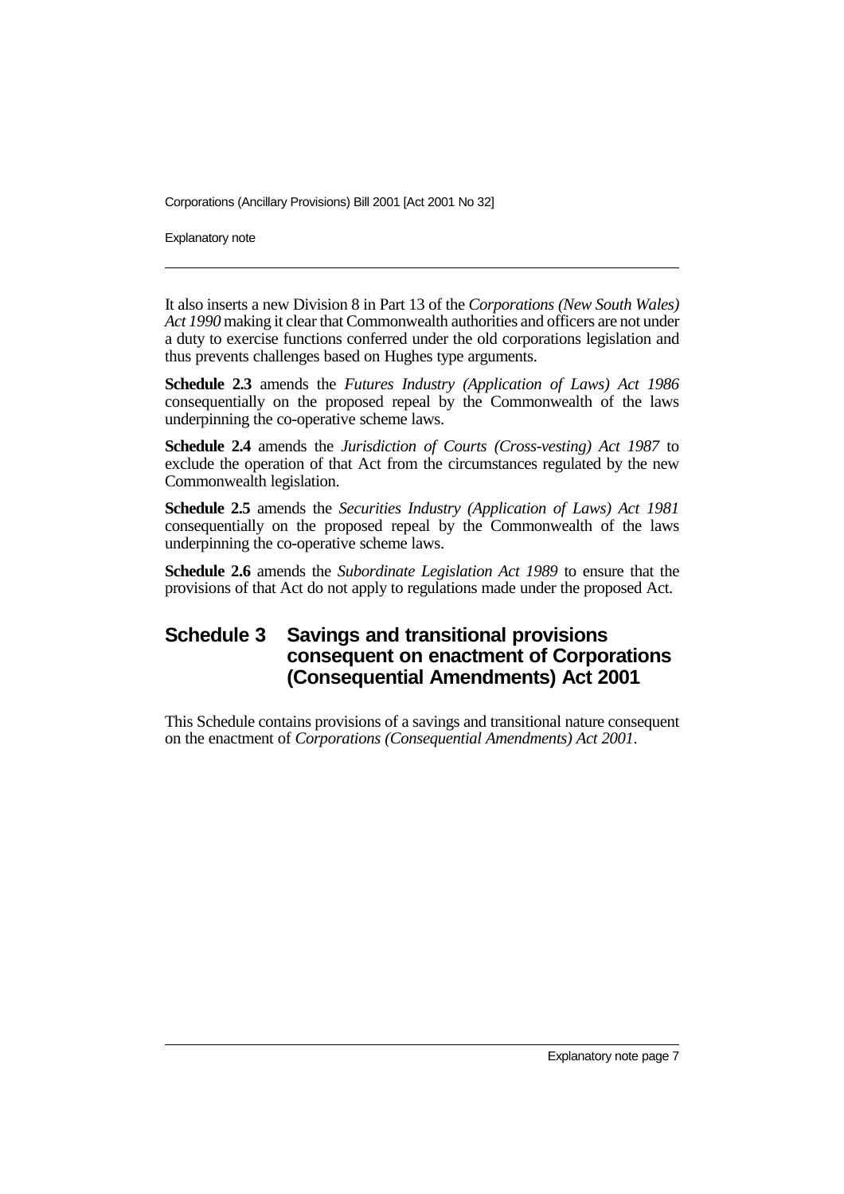It also inserts a new Division 8 in Part 13 of the *Corporations (New South Wales) Act 1990* making it clear that Commonwealth authorities and officers are not under a duty to exercise functions conferred under the old corporations legislation and thus prevents challenges based on Hughes type arguments.

**Schedule 2.3** amends the *Futures Industry (Application of Laws) Act 1986* consequentially on the proposed repeal by the Commonwealth of the laws underpinning the co-operative scheme laws.

**Schedule 2.4** amends the *Jurisdiction of Courts (Cross-vesting) Act 1987* to exclude the operation of that Act from the circumstances regulated by the new Commonwealth legislation.

**Schedule 2.5** amends the *Securities Industry (Application of Laws) Act 1981* consequentially on the proposed repeal by the Commonwealth of the laws underpinning the co-operative scheme laws.

**Schedule 2.6** amends the *Subordinate Legislation Act 1989* to ensure that the provisions of that Act do not apply to regulations made under the proposed Act.

## Schedule 3 Savings and transitional provisions consequent on enactment of Corporations (Consequential Amendments) Act 2001

This Schedule contains provisions of a savings and transitional nature consequent on the enactment of *Corporations (Consequential Amendments) Act 2001*.